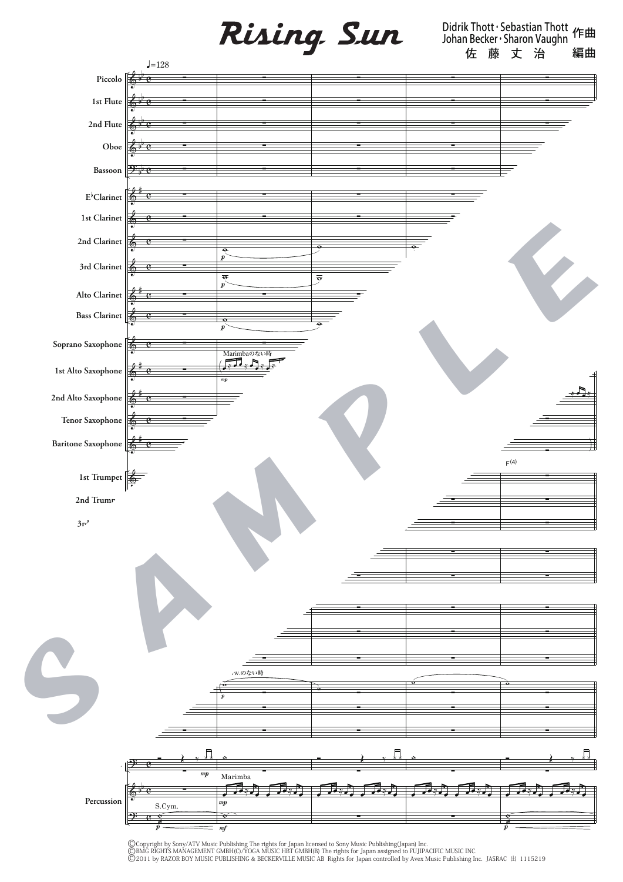# Rising Sun

Didrik Thott・Sebastian Thott
Johan Becker・Sharon Vaughn 作曲
佐 藤 丈 治 編曲

©Copyright by Sony/ATV Music Publishing The rights for Japan licensed to Sony Music Publishing(Japan) Inc.
©BMG RIGHTS MANAGEMENT GMBH(C)/YOGA MUSIC HBT GMBH(B) The rights for Japan assigned to FUJIPACIFIC MUSIC INC.
©2011 by RAZOR BOY MUSIC PUBLISHING & BECKERVILLE MUSIC AB Rights for Japan controlled by Avex Music Publishing Inc. JASRAC 出 1115219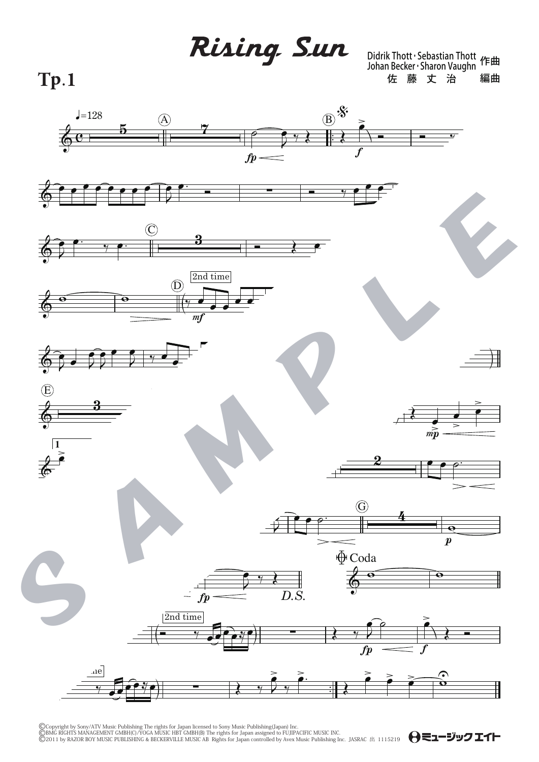# Rising Sun

Didrik Thott・Sebastian Thott
Johan Becker・Sharon Vaughn 作曲
佐 藤 丈 治　編曲

**Tp.1**

©Copyright by Sony/ATV Music Publishing The rights for Japan licensed to Sony Music Publishing(Japan) Inc.
©BMG RIGHTS MANAGEMENT GMBH(C)/YOGA MUSIC HBT GMBH(B) The rights for Japan assigned to FUJIPACIFIC MUSIC INC.
©2011 by RAZOR BOY MUSIC PUBLISHING & BECKERVILLE MUSIC AB Rights for Japan controlled by Avex Music Publishing Inc. JASRAC 出 1115219